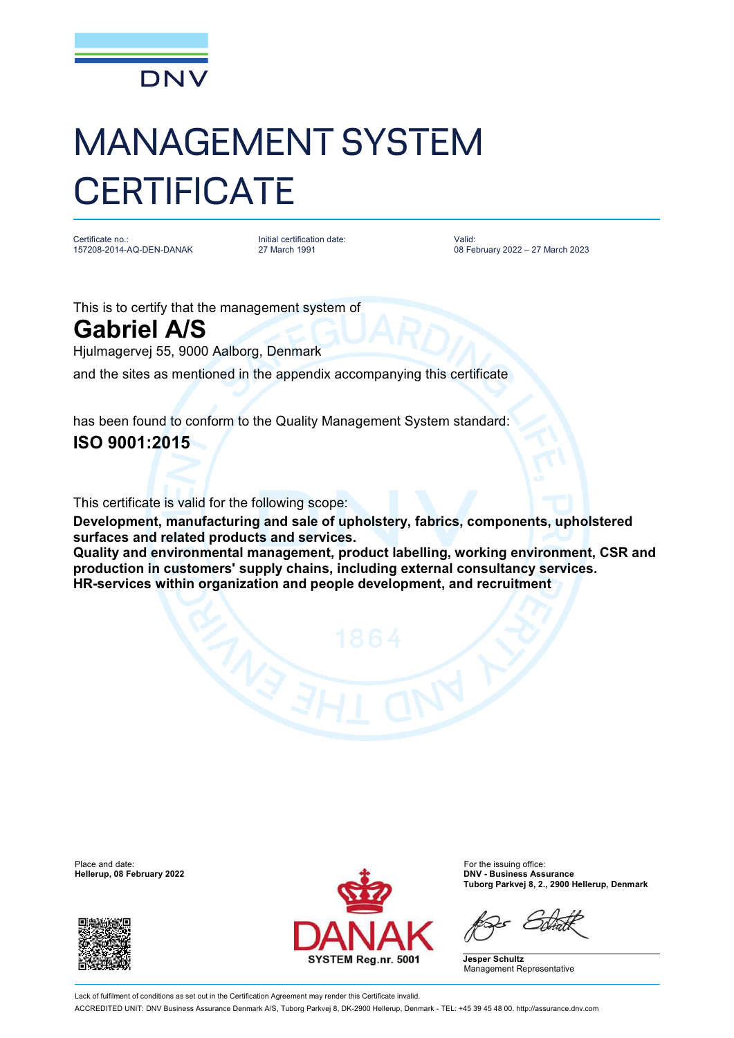DNV

# MANAGEMENT SYSTEM CERTIFICATE

Certificate no.:
157208-2014-AQ-DEN-DANAK

Initial certification date:
27 March 1991

Valid:
08 February 2022 – 27 March 2023

This is to certify that the management system of

## Gabriel A/S

Hjulmagervej 55, 9000 Aalborg, Denmark

and the sites as mentioned in the appendix accompanying this certificate

has been found to conform to the Quality Management System standard:

## ISO 9001:2015

This certificate is valid for the following scope:

**Development, manufacturing and sale of upholstery, fabrics, components, upholstered surfaces and related products and services.**
**Quality and environmental management, product labelling, working environment, CSR and production in customers' supply chains, including external consultancy services.**
**HR-services within organization and people development, and recruitment**

Place and date:
**Hellerup, 08 February 2022**

DANAK
SYSTEM Reg.nr. 5001

For the issuing office:
**DNV - Business Assurance**
**Tuborg Parkvej 8, 2., 2900 Hellerup, Denmark**

**Jesper Schultz**
Management Representative

Lack of fulfilment of conditions as set out in the Certification Agreement may render this Certificate invalid.
ACCREDITED UNIT: DNV Business Assurance Denmark A/S, Tuborg Parkvej 8, DK-2900 Hellerup, Denmark - TEL: +45 39 45 48 00. http://assurance.dnv.com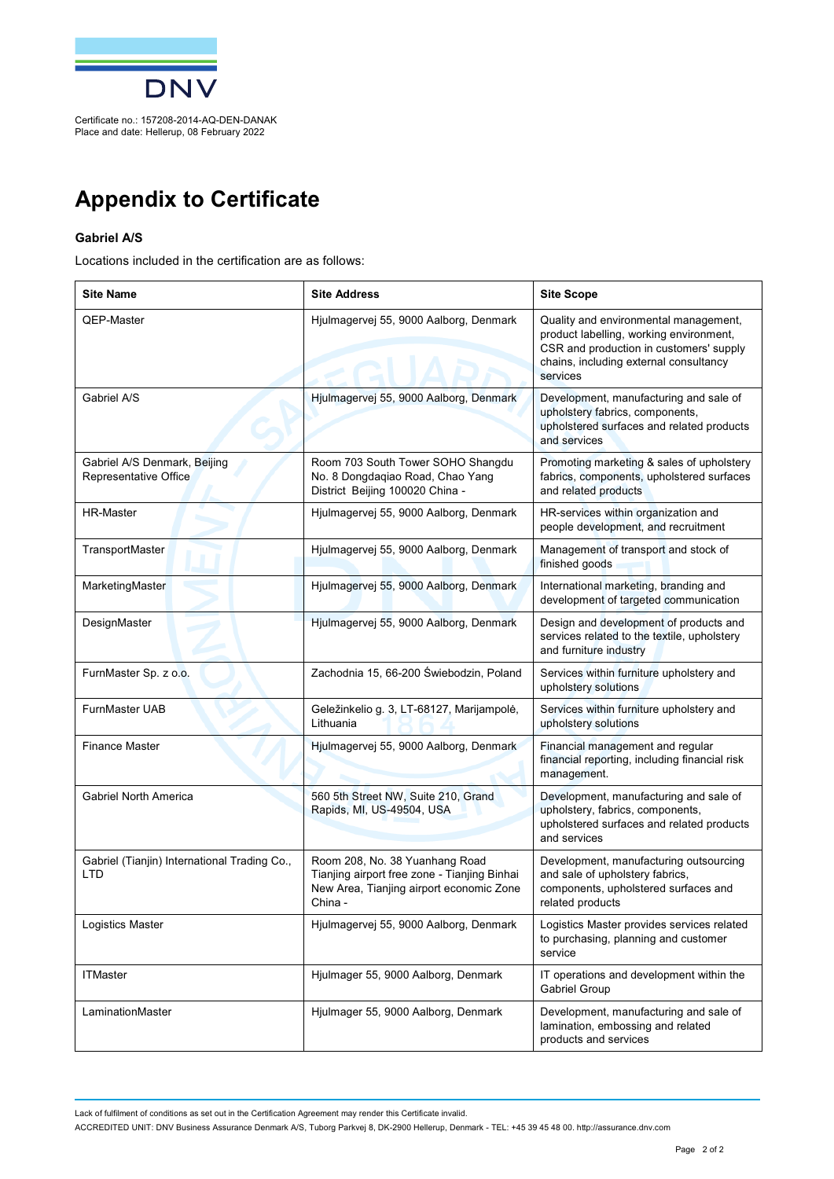Certificate no.: 157208-2014-AQ-DEN-DANAK
Place and date: Hellerup, 08 February 2022

# Appendix to Certificate

**Gabriel A/S**

Locations included in the certification are as follows:

| Site Name | Site Address | Site Scope |
|---|---|---|
| QEP-Master | Hjulmagervej 55, 9000 Aalborg, Denmark | Quality and environmental management, product labelling, working environment, CSR and production in customers' supply chains, including external consultancy services |
| Gabriel A/S | Hjulmagervej 55, 9000 Aalborg, Denmark | Development, manufacturing and sale of upholstery fabrics, components, upholstered surfaces and related products and services |
| Gabriel A/S Denmark, Beijing Representative Office | Room 703 South Tower SOHO Shangdu No. 8 Dongdaqiao Road, Chao Yang District Beijing 100020 China - | Promoting marketing & sales of upholstery fabrics, components, upholstered surfaces and related products |
| HR-Master | Hjulmagervej 55, 9000 Aalborg, Denmark | HR-services within organization and people development, and recruitment |
| TransportMaster | Hjulmagervej 55, 9000 Aalborg, Denmark | Management of transport and stock of finished goods |
| MarketingMaster | Hjulmagervej 55, 9000 Aalborg, Denmark | International marketing, branding and development of targeted communication |
| DesignMaster | Hjulmagervej 55, 9000 Aalborg, Denmark | Design and development of products and services related to the textile, upholstery and furniture industry |
| FurnMaster Sp. z o.o. | Zachodnia 15, 66-200 Świebodzin, Poland | Services within furniture upholstery and upholstery solutions |
| FurnMaster UAB | Geležinkelio g. 3, LT-68127, Marijampolė, Lithuania | Services within furniture upholstery and upholstery solutions |
| Finance Master | Hjulmagervej 55, 9000 Aalborg, Denmark | Financial management and regular financial reporting, including financial risk management. |
| Gabriel North America | 560 5th Street NW, Suite 210, Grand Rapids, MI, US-49504, USA | Development, manufacturing and sale of upholstery, fabrics, components, upholstered surfaces and related products and services |
| Gabriel (Tianjin) International Trading Co., LTD | Room 208, No. 38 Yuanhang Road Tianjin airport free zone - Tianjing Binhai New Area, Tianjin airport economic Zone China - | Development, manufacturing outsourcing and sale of upholstery fabrics, components, upholstered surfaces and related products |
| Logistics Master | Hjulmagervej 55, 9000 Aalborg, Denmark | Logistics Master provides services related to purchasing, planning and customer service |
| ITMaster | Hjulmager 55, 9000 Aalborg, Denmark | IT operations and development within the Gabriel Group |
| LaminationMaster | Hjulmager 55, 9000 Aalborg, Denmark | Development, manufacturing and sale of lamination, embossing and related products and services |

Lack of fulfilment of conditions as set out in the Certification Agreement may render this Certificate invalid.

ACCREDITED UNIT: DNV Business Assurance Denmark A/S, Tuborg Parkvej 8, DK-2900 Hellerup, Denmark - TEL: +45 39 45 48 00. http://assurance.dnv.com